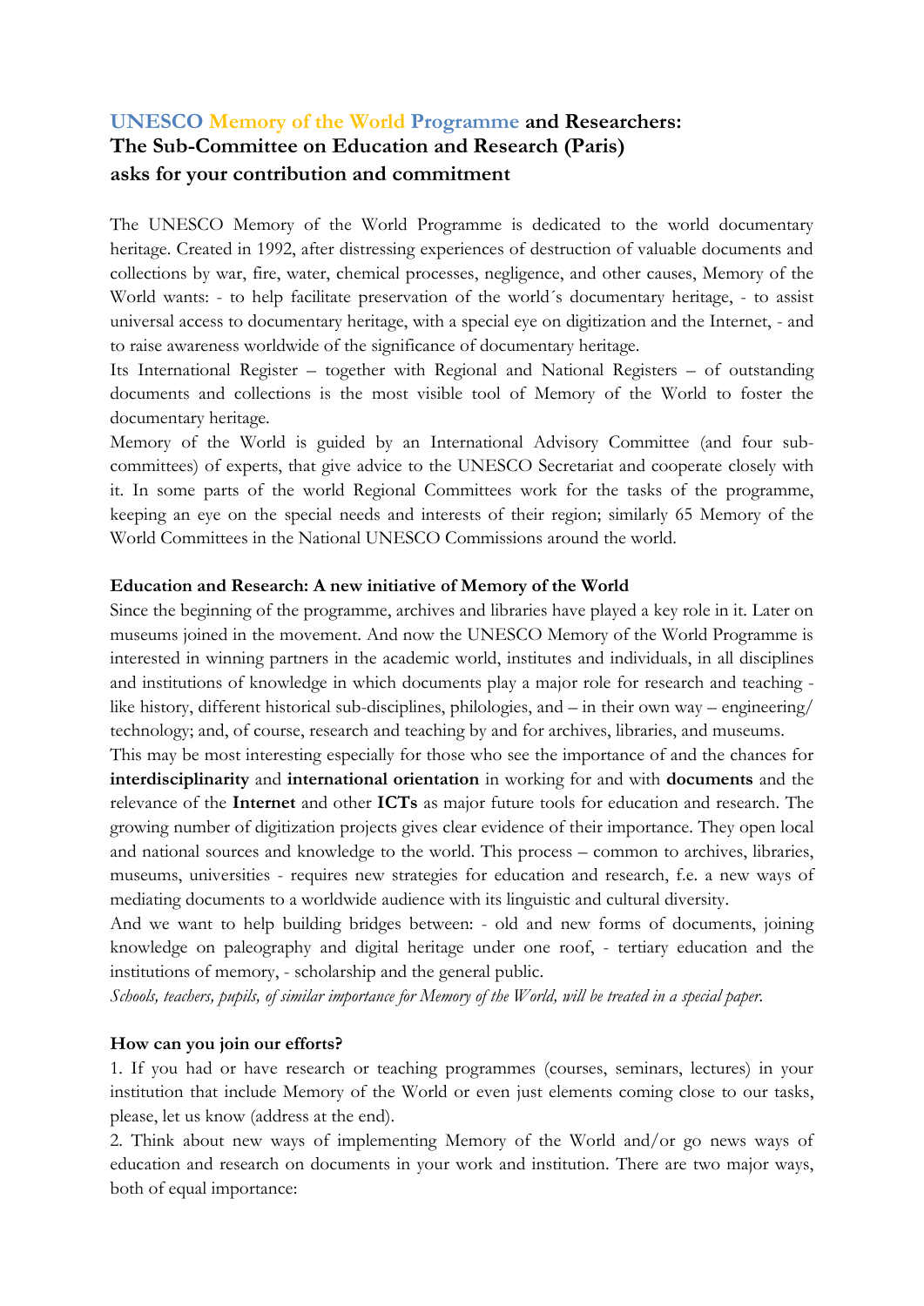# UNESCO Memory of the World Programme and Researchers: The Sub-Committee on Education and Research (Paris) asks for your contribution and commitment

The UNESCO Memory of the World Programme is dedicated to the world documentary heritage. Created in 1992, after distressing experiences of destruction of valuable documents and collections by war, fire, water, chemical processes, negligence, and other causes, Memory of the World wants: - to help facilitate preservation of the world´s documentary heritage, - to assist universal access to documentary heritage, with a special eye on digitization and the Internet, - and to raise awareness worldwide of the significance of documentary heritage.

Its International Register – together with Regional and National Registers – of outstanding documents and collections is the most visible tool of Memory of the World to foster the documentary heritage.

Memory of the World is guided by an International Advisory Committee (and four sub-committees) of experts, that give advice to the UNESCO Secretariat and cooperate closely with it. In some parts of the world Regional Committees work for the tasks of the programme, keeping an eye on the special needs and interests of their region; similarly 65 Memory of the World Committees in the National UNESCO Commissions around the world.

**Education and Research: A new initiative of Memory of the World**

Since the beginning of the programme, archives and libraries have played a key role in it. Later on museums joined in the movement. And now the UNESCO Memory of the World Programme is interested in winning partners in the academic world, institutes and individuals, in all disciplines and institutions of knowledge in which documents play a major role for research and teaching - like history, different historical sub-disciplines, philologies, and – in their own way – engineering/ technology; and, of course, research and teaching by and for archives, libraries, and museums.

This may be most interesting especially for those who see the importance of and the chances for **interdisciplinarity** and **international orientation** in working for and with **documents** and the relevance of the **Internet** and other **ICTs** as major future tools for education and research. The growing number of digitization projects gives clear evidence of their importance. They open local and national sources and knowledge to the world. This process – common to archives, libraries, museums, universities - requires new strategies for education and research, f.e. a new ways of mediating documents to a worldwide audience with its linguistic and cultural diversity.

And we want to help building bridges between: - old and new forms of documents, joining knowledge on paleography and digital heritage under one roof, - tertiary education and the institutions of memory, - scholarship and the general public.

*Schools, teachers, pupils, of similar importance for Memory of the World, will be treated in a special paper.*

**How can you join our efforts?**

1. If you had or have research or teaching programmes (courses, seminars, lectures) in your institution that include Memory of the World or even just elements coming close to our tasks, please, let us know (address at the end).

2. Think about new ways of implementing Memory of the World and/or go news ways of education and research on documents in your work and institution. There are two major ways, both of equal importance: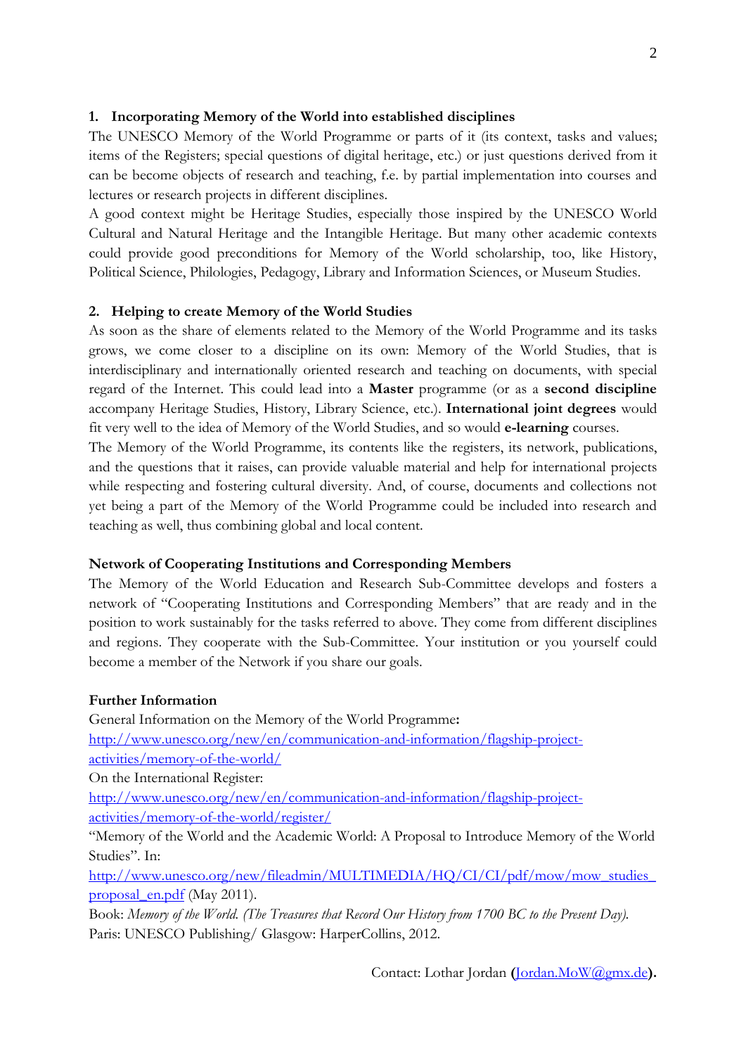## 1. Incorporating Memory of the World into established disciplines

The UNESCO Memory of the World Programme or parts of it (its context, tasks and values; items of the Registers; special questions of digital heritage, etc.) or just questions derived from it can be become objects of research and teaching, f.e. by partial implementation into courses and lectures or research projects in different disciplines.

A good context might be Heritage Studies, especially those inspired by the UNESCO World Cultural and Natural Heritage and the Intangible Heritage. But many other academic contexts could provide good preconditions for Memory of the World scholarship, too, like History, Political Science, Philologies, Pedagogy, Library and Information Sciences, or Museum Studies.

## 2. Helping to create Memory of the World Studies

As soon as the share of elements related to the Memory of the World Programme and its tasks grows, we come closer to a discipline on its own: Memory of the World Studies, that is interdisciplinary and internationally oriented research and teaching on documents, with special regard of the Internet. This could lead into a **Master** programme (or as a **second discipline** accompany Heritage Studies, History, Library Science, etc.). **International joint degrees** would fit very well to the idea of Memory of the World Studies, and so would **e-learning** courses.

The Memory of the World Programme, its contents like the registers, its network, publications, and the questions that it raises, can provide valuable material and help for international projects while respecting and fostering cultural diversity. And, of course, documents and collections not yet being a part of the Memory of the World Programme could be included into research and teaching as well, thus combining global and local content.

## Network of Cooperating Institutions and Corresponding Members

The Memory of the World Education and Research Sub-Committee develops and fosters a network of "Cooperating Institutions and Corresponding Members" that are ready and in the position to work sustainably for the tasks referred to above. They come from different disciplines and regions. They cooperate with the Sub-Committee. Your institution or you yourself could become a member of the Network if you share our goals.

## Further Information

General Information on the Memory of the World Programme**:**
http://www.unesco.org/new/en/communication-and-information/flagship-project-activities/memory-of-the-world/

On the International Register:
http://www.unesco.org/new/en/communication-and-information/flagship-project-activities/memory-of-the-world/register/

"Memory of the World and the Academic World: A Proposal to Introduce Memory of the World Studies". In:
http://www.unesco.org/new/fileadmin/MULTIMEDIA/HQ/CI/CI/pdf/mow/mow_studies_proposal_en.pdf (May 2011).

Book: *Memory of the World. (The Treasures that Record Our History from 1700 BC to the Present Day).* Paris: UNESCO Publishing/ Glasgow: HarperCollins, 2012.

Contact: Lothar Jordan **(**Jordan.MoW@gmx.de**).**